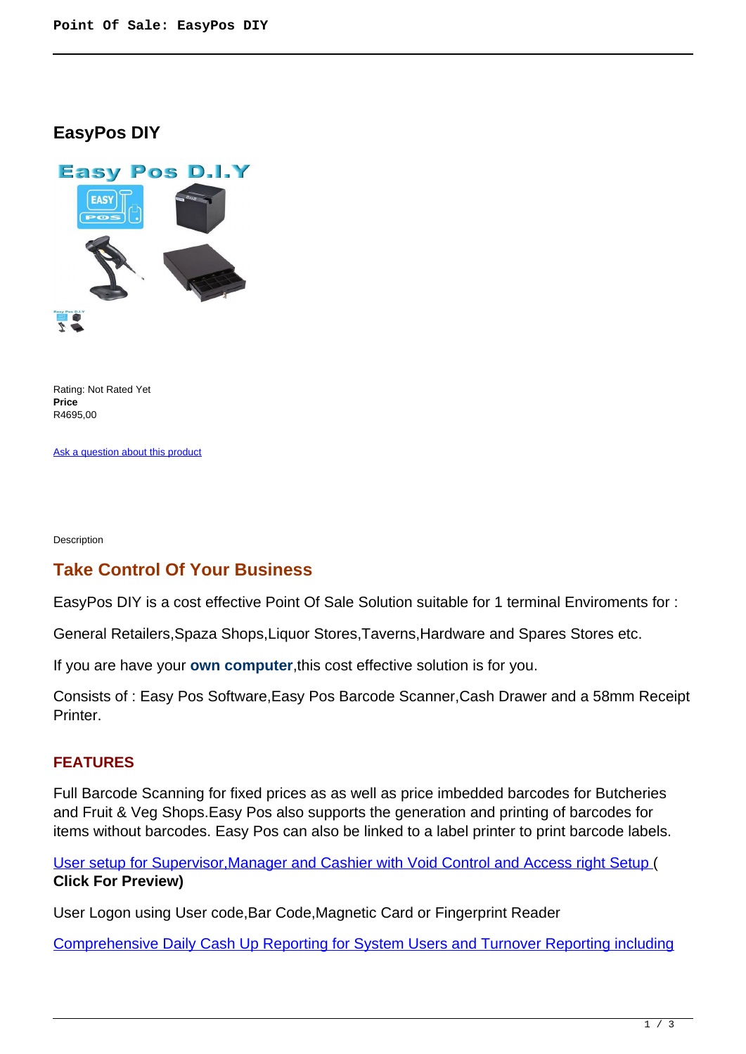# EasyPos DIY

Rating: Not Rated Yet
**Price**
R4695,00

Ask a question about this product

Description

## Take Control Of Your Business

EasyPos DIY is a cost effective Point Of Sale Solution suitable for 1 terminal Enviroments for :

General Retailers,Spaza Shops,Liquor Stores,Taverns,Hardware and Spares Stores etc.

If you are have your **own computer**,this cost effective solution is for you.

Consists of : Easy Pos Software,Easy Pos Barcode Scanner,Cash Drawer and a 58mm Receipt Printer.

### FEATURES

Full Barcode Scanning for fixed prices as as well as price imbedded barcodes for Butcheries and Fruit & Veg Shops.Easy Pos also supports the generation and printing of barcodes for items without barcodes. Easy Pos can also be linked to a label printer to print barcode labels.

User setup for Supervisor,Manager and Cashier with Void Control and Access right Setup ( **Click For Preview)**

User Logon using User code,Bar Code,Magnetic Card or Fingerprint Reader

Comprehensive Daily Cash Up Reporting for System Users and Turnover Reporting including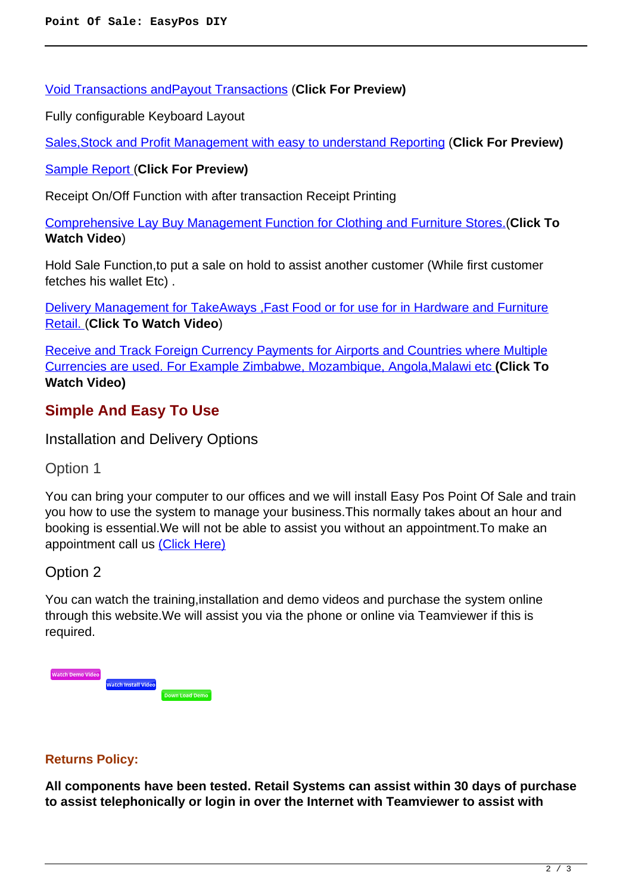Void Transactions andPayout Transactions (**Click For Preview)**

Fully configurable Keyboard Layout

Sales,Stock and Profit Management with easy to understand Reporting (**Click For Preview)**

Sample Report (**Click For Preview)**

Receipt On/Off Function with after transaction Receipt Printing

Comprehensive Lay Buy Management Function for Clothing and Furniture Stores.(**Click To Watch Video**)

Hold Sale Function,to put a sale on hold to assist another customer (While first customer fetches his wallet Etc) .

Delivery Management for TakeAways ,Fast Food or for use for in Hardware and Furniture Retail. (**Click To Watch Video**)

Receive and Track Foreign Currency Payments for Airports and Countries where Multiple Currencies are used. For Example Zimbabwe, Mozambique, Angola,Malawi etc **(Click To Watch Video)**

## Simple And Easy To Use

### Installation and Delivery Options

#### Option 1

You can bring your computer to our offices and we will install Easy Pos Point Of Sale and train you how to use the system to manage your business.This normally takes about an hour and booking is essential.We will not be able to assist you without an appointment.To make an appointment call us (Click Here)

#### Option 2

You can watch the training,installation and demo videos and purchase the system online through this website.We will assist you via the phone or online via Teamviewer if this is required.

Watch Demo Video Watch Install Video Down Load Demo

**Returns Policy:**

**All components have been tested. Retail Systems can assist within 30 days of purchase to assist telephonically or login in over the Internet with Teamviewer to assist with**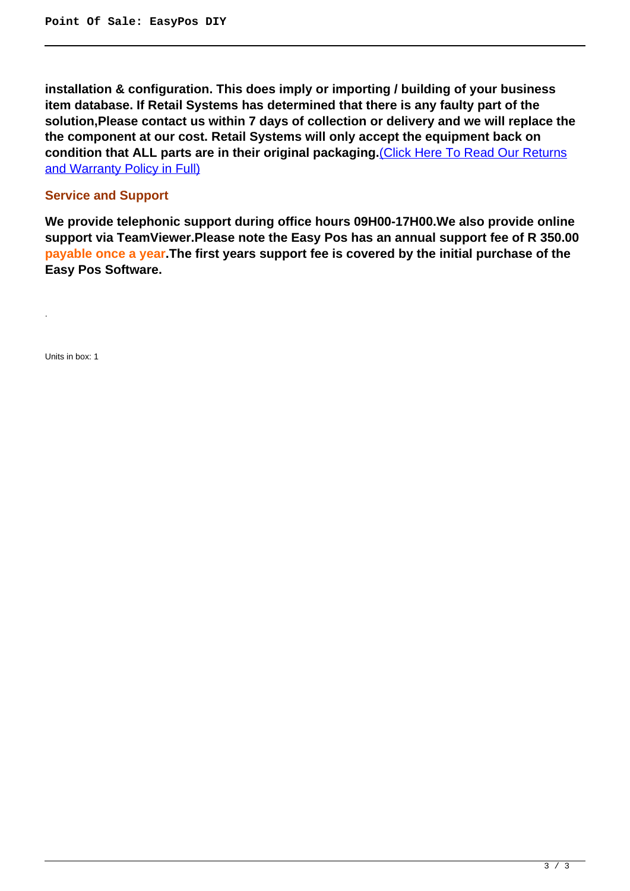**installation & configuration. This does imply or importing / building of your business item database. If Retail Systems has determined that there is any faulty part of the solution,Please contact us within 7 days of collection or delivery and we will replace the the component at our cost. Retail Systems will only accept the equipment back on condition that ALL parts are in their original packaging.**(Click Here To Read Our Returns and Warranty Policy in Full)

## Service and Support

**We provide telephonic support during office hours 09H00-17H00.We also provide online support via TeamViewer.Please note the Easy Pos has an annual support fee of R 350.00 payable once a year.The first years support fee is covered by the initial purchase of the Easy Pos Software.**

.

Units in box: 1